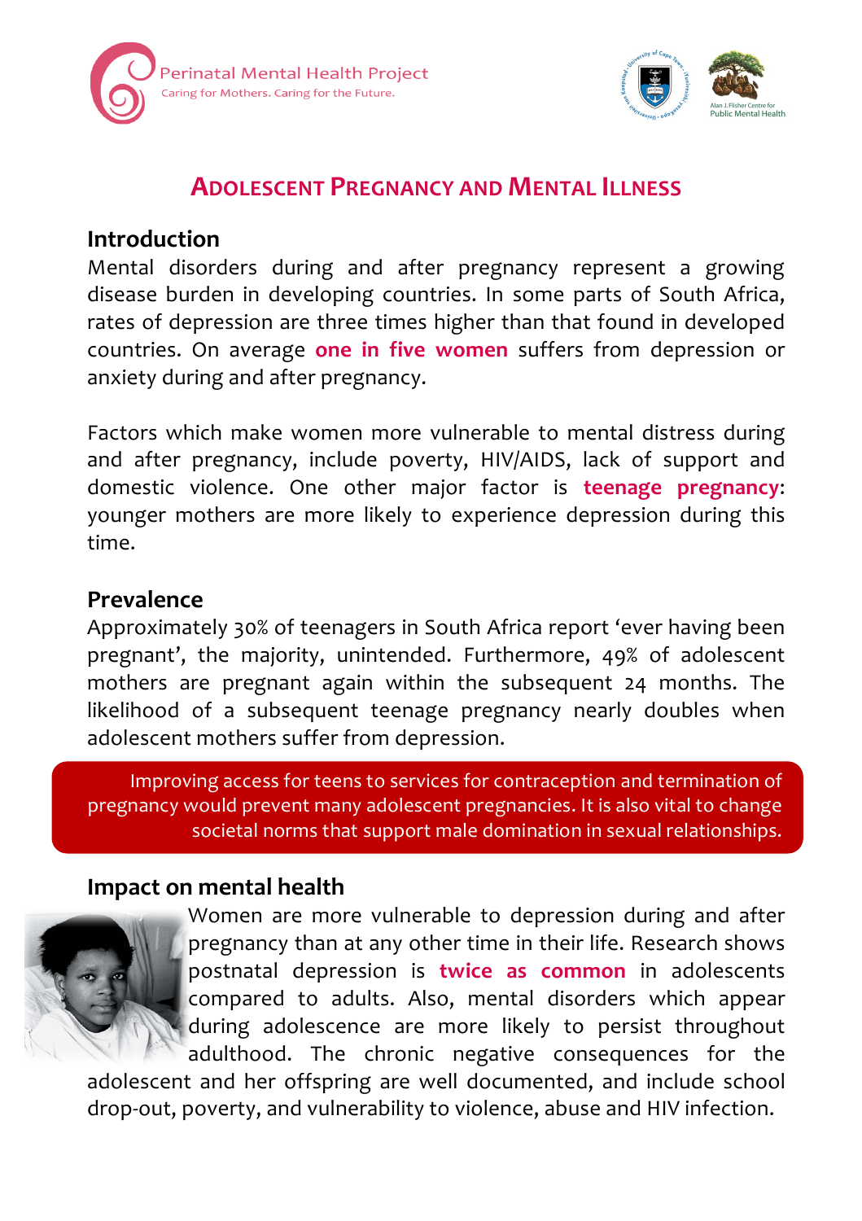Perinatal Mental Health Project

Caring for Mothers. Caring for the Future.

# Adolescent Pregnancy and Mental Illness

## Introduction

Mental disorders during and after pregnancy represent a growing disease burden in developing countries. In some parts of South Africa, rates of depression are three times higher than that found in developed countries. On average **one in five women** suffers from depression or anxiety during and after pregnancy.

Factors which make women more vulnerable to mental distress during and after pregnancy, include poverty, HIV/AIDS, lack of support and domestic violence. One other major factor is **teenage pregnancy**: younger mothers are more likely to experience depression during this time.

## Prevalence

Approximately 30% of teenagers in South Africa report 'ever having been pregnant', the majority, unintended. Furthermore, 49% of adolescent mothers are pregnant again within the subsequent 24 months. The likelihood of a subsequent teenage pregnancy nearly doubles when adolescent mothers suffer from depression.

> Improving access for teens to services for contraception and termination of pregnancy would prevent many adolescent pregnancies. It is also vital to change societal norms that support male domination in sexual relationships.

## Impact on mental health

Women are more vulnerable to depression during and after pregnancy than at any other time in their life. Research shows postnatal depression is **twice as common** in adolescents compared to adults. Also, mental disorders which appear during adolescence are more likely to persist throughout adulthood. The chronic negative consequences for the adolescent and her offspring are well documented, and include school drop-out, poverty, and vulnerability to violence, abuse and HIV infection.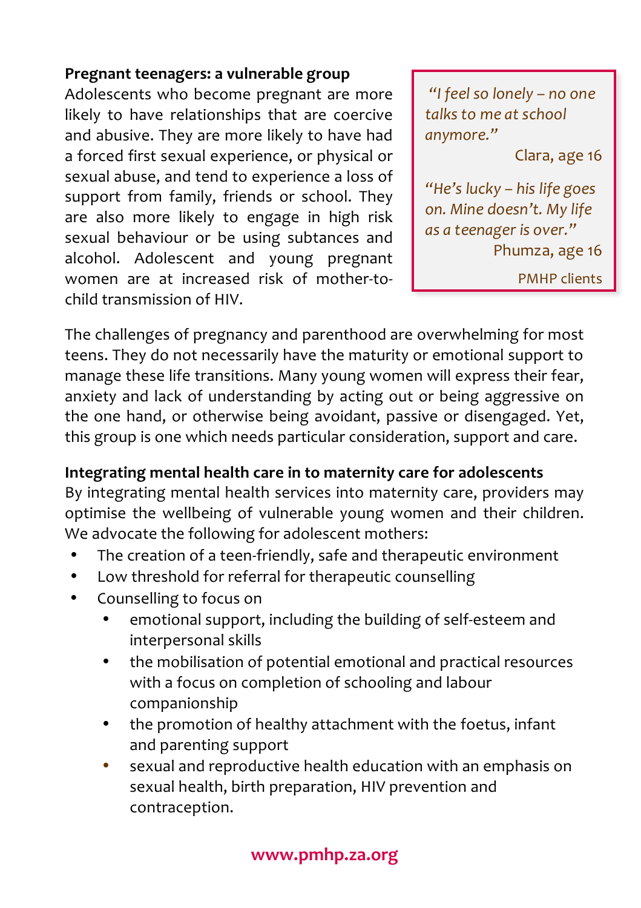**Pregnant teenagers: a vulnerable group**

Adolescents who become pregnant are more likely to have relationships that are coercive and abusive. They are more likely to have had a forced first sexual experience, or physical or sexual abuse, and tend to experience a loss of support from family, friends or school. They are also more likely to engage in high risk sexual behaviour or be using subtances and alcohol. Adolescent and young pregnant women are at increased risk of mother-to-child transmission of HIV.

> *"I feel so lonely – no one talks to me at school anymore."*
>
> Clara, age 16
>
> *"He's lucky – his life goes on. Mine doesn't. My life as a teenager is over."*
>
> Phumza, age 16
>
> PMHP clients

The challenges of pregnancy and parenthood are overwhelming for most teens. They do not necessarily have the maturity or emotional support to manage these life transitions. Many young women will express their fear, anxiety and lack of understanding by acting out or being aggressive on the one hand, or otherwise being avoidant, passive or disengaged. Yet, this group is one which needs particular consideration, support and care.

**Integrating mental health care in to maternity care for adolescents**

By integrating mental health services into maternity care, providers may optimise the wellbeing of vulnerable young women and their children. We advocate the following for adolescent mothers:

- The creation of a teen-friendly, safe and therapeutic environment
- Low threshold for referral for therapeutic counselling
- Counselling to focus on
  - emotional support, including the building of self-esteem and interpersonal skills
  - the mobilisation of potential emotional and practical resources with a focus on completion of schooling and labour companionship
  - the promotion of healthy attachment with the foetus, infant and parenting support
  - sexual and reproductive health education with an emphasis on sexual health, birth preparation, HIV prevention and contraception.

**www.pmhp.za.org**